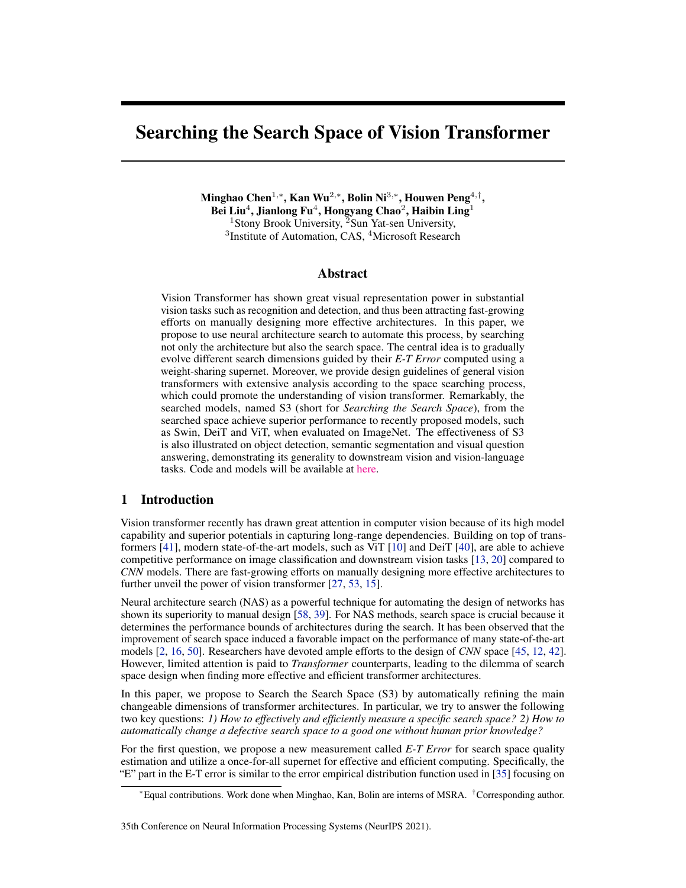# Searching the Search Space of Vision Transformer

**Minghao Chen**[1,*], **Kan Wu**[2,*], **Bolin Ni**[3,*], **Houwen Peng**[4,†], **Bei Liu**[4], **Jianlong Fu**[4], **Hongyang Chao**[2], **Haibin Ling**[1]

[1]Stony Brook University, [2]Sun Yat-sen University, [3]Institute of Automation, CAS, [4]Microsoft Research

## Abstract

Vision Transformer has shown great visual representation power in substantial vision tasks such as recognition and detection, and thus been attracting fast-growing efforts on manually designing more effective architectures. In this paper, we propose to use neural architecture search to automate this process, by searching not only the architecture but also the search space. The central idea is to gradually evolve different search dimensions guided by their *E-T Error* computed using a weight-sharing supernet. Moreover, we provide design guidelines of general vision transformers with extensive analysis according to the space searching process, which could promote the understanding of vision transformer. Remarkably, the searched models, named S3 (short for *Searching the Search Space*), from the searched space achieve superior performance to recently proposed models, such as Swin, DeiT and ViT, when evaluated on ImageNet. The effectiveness of S3 is also illustrated on object detection, semantic segmentation and visual question answering, demonstrating its generality to downstream vision and vision-language tasks. Code and models will be available at here.

## 1 Introduction

Vision transformer recently has drawn great attention in computer vision because of its high model capability and superior potentials in capturing long-range dependencies. Building on top of transformers [41], modern state-of-the-art models, such as ViT [10] and DeiT [40], are able to achieve competitive performance on image classification and downstream vision tasks [13, 20] compared to *CNN* models. There are fast-growing efforts on manually designing more effective architectures to further unveil the power of vision transformer [27, 53, 15].

Neural architecture search (NAS) as a powerful technique for automating the design of networks has shown its superiority to manual design [58, 39]. For NAS methods, search space is crucial because it determines the performance bounds of architectures during the search. It has been observed that the improvement of search space induced a favorable impact on the performance of many state-of-the-art models [2, 16, 50]. Researchers have devoted ample efforts to the design of *CNN* space [45, 12, 42]. However, limited attention is paid to *Transformer* counterparts, leading to the dilemma of search space design when finding more effective and efficient transformer architectures.

In this paper, we propose to Search the Search Space (S3) by automatically refining the main changeable dimensions of transformer architectures. In particular, we try to answer the following two key questions: *1) How to effectively and efficiently measure a specific search space? 2) How to automatically change a defective search space to a good one without human prior knowledge?*

For the first question, we propose a new measurement called *E-T Error* for search space quality estimation and utilize a once-for-all supernet for effective and efficient computing. Specifically, the "E" part in the E-T error is similar to the error empirical distribution function used in [35] focusing on

*Equal contributions. Work done when Minghao, Kan, Bolin are interns of MSRA. †Corresponding author.

35th Conference on Neural Information Processing Systems (NeurIPS 2021).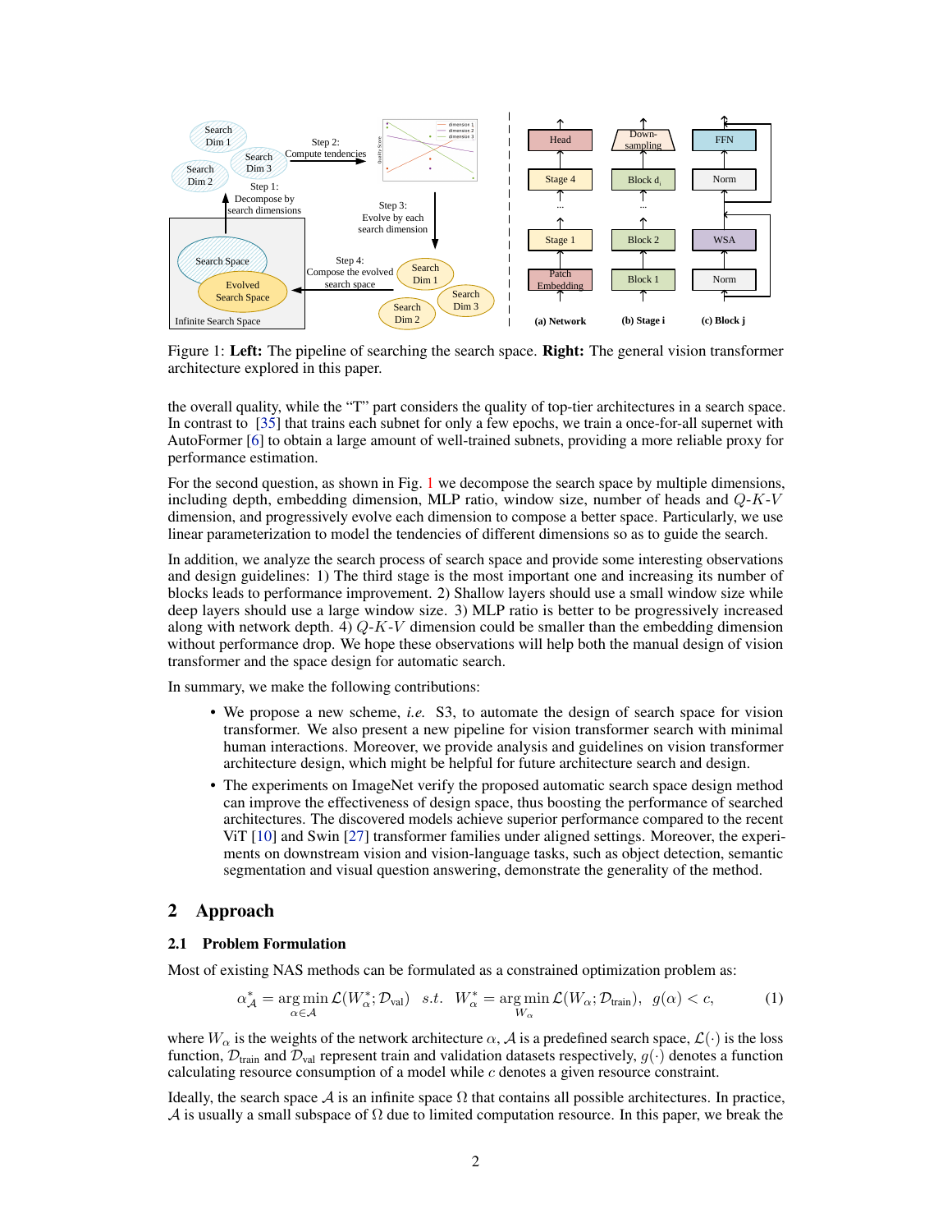Figure 1: **Left:** The pipeline of searching the search space. **Right:** The general vision transformer architecture explored in this paper.

the overall quality, while the "T" part considers the quality of top-tier architectures in a search space. In contrast to [35] that trains each subnet for only a few epochs, we train a once-for-all supernet with AutoFormer [6] to obtain a large amount of well-trained subnets, providing a more reliable proxy for performance estimation.

For the second question, as shown in Fig. 1 we decompose the search space by multiple dimensions, including depth, embedding dimension, MLP ratio, window size, number of heads and $Q$-$K$-$V$ dimension, and progressively evolve each dimension to compose a better space. Particularly, we use linear parameterization to model the tendencies of different dimensions so as to guide the search.

In addition, we analyze the search process of search space and provide some interesting observations and design guidelines: 1) The third stage is the most important one and increasing its number of blocks leads to performance improvement. 2) Shallow layers should use a small window size while deep layers should use a large window size. 3) MLP ratio is better to be progressively increased along with network depth. 4) $Q$-$K$-$V$ dimension could be smaller than the embedding dimension without performance drop. We hope these observations will help both the manual design of vision transformer and the space design for automatic search.

In summary, we make the following contributions:

- We propose a new scheme, *i.e.* S3, to automate the design of search space for vision transformer. We also present a new pipeline for vision transformer search with minimal human interactions. Moreover, we provide analysis and guidelines on vision transformer architecture design, which might be helpful for future architecture search and design.
- The experiments on ImageNet verify the proposed automatic search space design method can improve the effectiveness of design space, thus boosting the performance of searched architectures. The discovered models achieve superior performance compared to the recent ViT [10] and Swin [27] transformer families under aligned settings. Moreover, the experiments on downstream vision and vision-language tasks, such as object detection, semantic segmentation and visual question answering, demonstrate the generality of the method.

## 2 Approach

### 2.1 Problem Formulation

Most of existing NAS methods can be formulated as a constrained optimization problem as:

$$\alpha_{\mathcal{A}}^{*} = \underset{\alpha \in \mathcal{A}}{\arg\min}\, \mathcal{L}(W_{\alpha}^{*}; \mathcal{D}_{\text{val}}) \quad s.t. \quad W_{\alpha}^{*} = \underset{W_{\alpha}}{\arg\min}\, \mathcal{L}(W_{\alpha}; \mathcal{D}_{\text{train}}), \quad g(\alpha) < c, \tag{1}$$

where $W_{\alpha}$ is the weights of the network architecture $\alpha$, $\mathcal{A}$ is a predefined search space, $\mathcal{L}(\cdot)$ is the loss function, $\mathcal{D}_{\text{train}}$ and $\mathcal{D}_{\text{val}}$ represent train and validation datasets respectively, $g(\cdot)$ denotes a function calculating resource consumption of a model while $c$ denotes a given resource constraint.

Ideally, the search space $\mathcal{A}$ is an infinite space $\Omega$ that contains all possible architectures. In practice, $\mathcal{A}$ is usually a small subspace of $\Omega$ due to limited computation resource. In this paper, we break the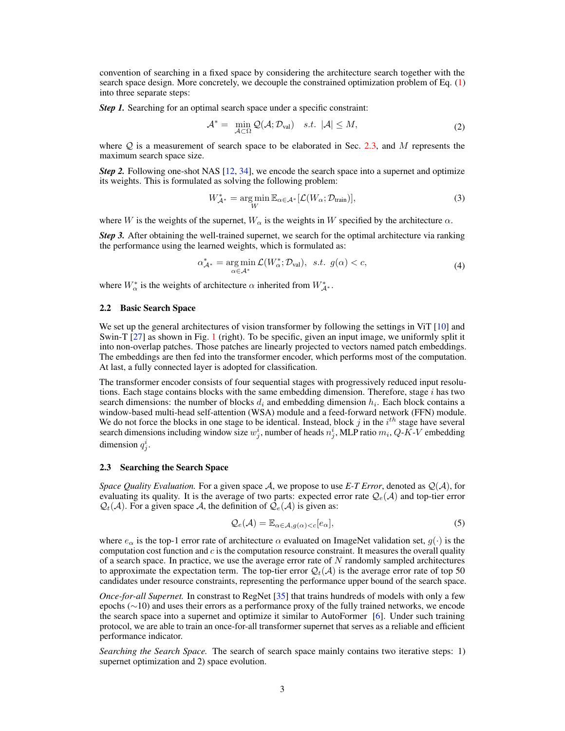convention of searching in a fixed space by considering the architecture search together with the search space design. More concretely, we decouple the constrained optimization problem of Eq. (1) into three separate steps:

***Step 1.*** Searching for an optimal search space under a specific constraint:

$$\mathcal{A}^* = \min_{\mathcal{A} \subset \Omega} \mathcal{Q}(\mathcal{A}; \mathcal{D}_{\text{val}}) \quad s.t. \; |\mathcal{A}| \leq M, \tag{2}$$

where $\mathcal{Q}$ is a measurement of search space to be elaborated in Sec. 2.3, and $M$ represents the maximum search space size.

***Step 2.*** Following one-shot NAS [12, 34], we encode the search space into a supernet and optimize its weights. This is formulated as solving the following problem:

$$W^*_{\mathcal{A}^*} = \arg\min_{W} \mathbb{E}_{\alpha \in \mathcal{A}^*}[\mathcal{L}(W_\alpha; \mathcal{D}_{\text{train}})], \tag{3}$$

where $W$ is the weights of the supernet, $W_\alpha$ is the weights in $W$ specified by the architecture $\alpha$.

***Step 3.*** After obtaining the well-trained supernet, we search for the optimal architecture via ranking the performance using the learned weights, which is formulated as:

$$\alpha^*_{\mathcal{A}^*} = \arg\min_{\alpha \in \mathcal{A}^*} \mathcal{L}(W^*_\alpha; \mathcal{D}_{\text{val}}), \;\; s.t. \;\; g(\alpha) < c, \tag{4}$$

where $W^*_\alpha$ is the weights of architecture $\alpha$ inherited from $W^*_{\mathcal{A}^*}$.

## 2.2 Basic Search Space

We set up the general architectures of vision transformer by following the settings in ViT [10] and Swin-T [27] as shown in Fig. 1 (right). To be specific, given an input image, we uniformly split it into non-overlap patches. Those patches are linearly projected to vectors named patch embeddings. The embeddings are then fed into the transformer encoder, which performs most of the computation. At last, a fully connected layer is adopted for classification.

The transformer encoder consists of four sequential stages with progressively reduced input resolutions. Each stage contains blocks with the same embedding dimension. Therefore, stage $i$ has two search dimensions: the number of blocks $d_i$ and embedding dimension $h_i$. Each block contains a window-based multi-head self-attention (WSA) module and a feed-forward network (FFN) module. We do not force the blocks in one stage to be identical. Instead, block $j$ in the $i^{th}$ stage have several search dimensions including window size $w^i_j$, number of heads $n^i_j$, MLP ratio $m_i$, $Q$-$K$-$V$ embedding dimension $q^i_j$.

## 2.3 Searching the Search Space

*Space Quality Evaluation.* For a given space $\mathcal{A}$, we propose to use *E-T Error*, denoted as $\mathcal{Q}(\mathcal{A})$, for evaluating its quality. It is the average of two parts: expected error rate $\mathcal{Q}_e(\mathcal{A})$ and top-tier error $\mathcal{Q}_t(\mathcal{A})$. For a given space $\mathcal{A}$, the definition of $\mathcal{Q}_e(\mathcal{A})$ is given as:

$$\mathcal{Q}_e(\mathcal{A}) = \mathbb{E}_{\alpha \in \mathcal{A}, g(\alpha) < c}[e_\alpha], \tag{5}$$

where $e_\alpha$ is the top-1 error rate of architecture $\alpha$ evaluated on ImageNet validation set, $g(\cdot)$ is the computation cost function and $c$ is the computation resource constraint. It measures the overall quality of a search space. In practice, we use the average error rate of $N$ randomly sampled architectures to approximate the expectation term. The top-tier error $\mathcal{Q}_t(\mathcal{A})$ is the average error rate of top 50 candidates under resource constraints, representing the performance upper bound of the search space.

*Once-for-all Supernet.* In constrast to RegNet [35] that trains hundreds of models with only a few epochs ($\sim$10) and uses their errors as a performance proxy of the fully trained networks, we encode the search space into a supernet and optimize it similar to AutoFormer [6]. Under such training protocol, we are able to train an once-for-all transformer supernet that serves as a reliable and efficient performance indicator.

*Searching the Search Space.* The search of search space mainly contains two iterative steps: 1) supernet optimization and 2) space evolution.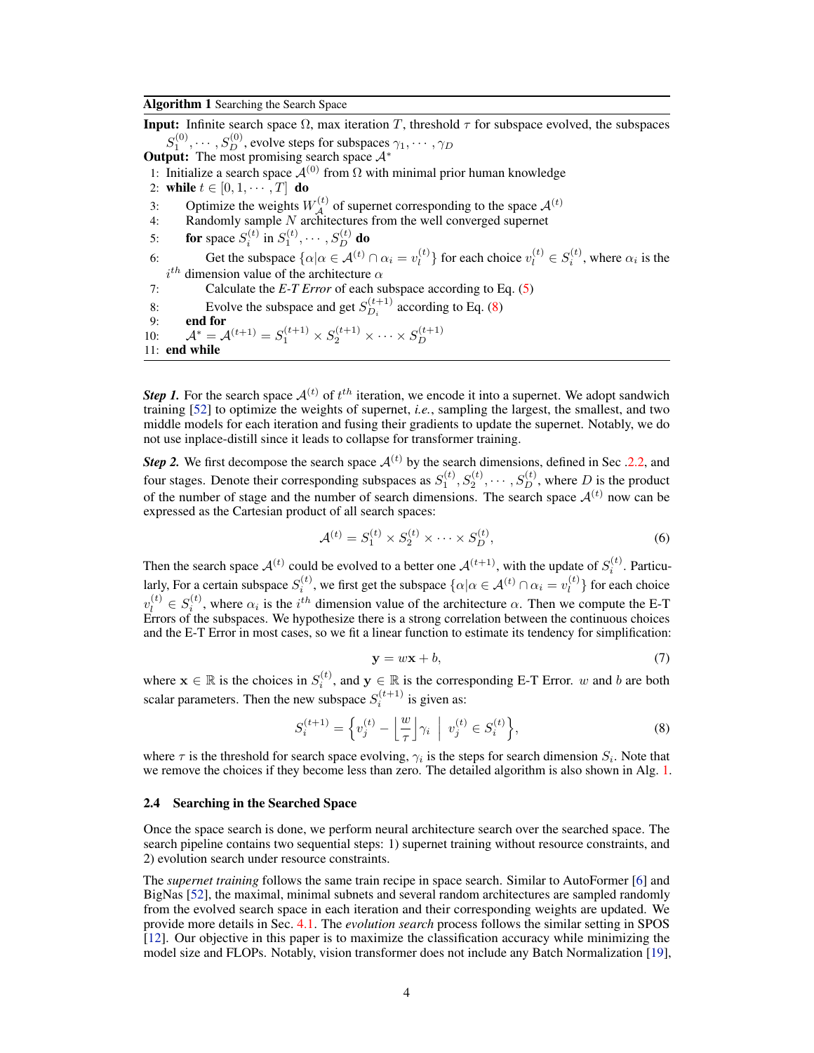**Algorithm 1** Searching the Search Space

**Input:** Infinite search space $\Omega$, max iteration $T$, threshold $\tau$ for subspace evolved, the subspaces $S_1^{(0)}, \cdots, S_D^{(0)}$, evolve steps for subspaces $\gamma_1, \cdots, \gamma_D$

**Output:** The most promising search space $\mathcal{A}^*$

1: Initialize a search space $\mathcal{A}^{(0)}$ from $\Omega$ with minimal prior human knowledge
2: **while** $t \in [0, 1, \cdots, T]$ **do**
3: Optimize the weights $W_{\mathcal{A}}^{(t)}$ of supernet corresponding to the space $\mathcal{A}^{(t)}$
4: Randomly sample $N$ architectures from the well converged supernet
5: **for** space $S_i^{(t)}$ in $S_1^{(t)}, \cdots, S_D^{(t)}$ **do**
6: Get the subspace $\{\alpha | \alpha \in \mathcal{A}^{(t)} \cap \alpha_i = v_l^{(t)}\}$ for each choice $v_l^{(t)} \in S_i^{(t)}$, where $\alpha_i$ is the $i^{th}$ dimension value of the architecture $\alpha$
7: Calculate the *E-T Error* of each subspace according to Eq. (5)
8: Evolve the subspace and get $S_{D_i}^{(t+1)}$ according to Eq. (8)
9: **end for**
10: $\mathcal{A}^* = \mathcal{A}^{(t+1)} = S_1^{(t+1)} \times S_2^{(t+1)} \times \cdots \times S_D^{(t+1)}$
11: **end while**

***Step 1.*** For the search space $\mathcal{A}^{(t)}$ of $t^{th}$ iteration, we encode it into a supernet. We adopt sandwich training [52] to optimize the weights of supernet, *i.e.*, sampling the largest, the smallest, and two middle models for each iteration and fusing their gradients to update the supernet. Notably, we do not use inplace-distill since it leads to collapse for transformer training.

***Step 2.*** We first decompose the search space $\mathcal{A}^{(t)}$ by the search dimensions, defined in Sec .2.2, and four stages. Denote their corresponding subspaces as $S_1^{(t)}, S_2^{(t)}, \cdots, S_D^{(t)}$, where $D$ is the product of the number of stage and the number of search dimensions. The search space $\mathcal{A}^{(t)}$ now can be expressed as the Cartesian product of all search spaces:

$$\mathcal{A}^{(t)} = S_1^{(t)} \times S_2^{(t)} \times \cdots \times S_D^{(t)}, \tag{6}$$

Then the search space $\mathcal{A}^{(t)}$ could be evolved to a better one $\mathcal{A}^{(t+1)}$, with the update of $S_i^{(t)}$. Particularly, For a certain subspace $S_i^{(t)}$, we first get the subspace $\{\alpha | \alpha \in \mathcal{A}^{(t)} \cap \alpha_i = v_l^{(t)}\}$ for each choice $v_l^{(t)} \in S_i^{(t)}$, where $\alpha_i$ is the $i^{th}$ dimension value of the architecture $\alpha$. Then we compute the E-T Errors of the subspaces. We hypothesize there is a strong correlation between the continuous choices and the E-T Error in most cases, so we fit a linear function to estimate its tendency for simplification:

$$\mathbf{y} = w\mathbf{x} + b, \tag{7}$$

where $\mathbf{x} \in \mathbb{R}$ is the choices in $S_i^{(t)}$, and $\mathbf{y} \in \mathbb{R}$ is the corresponding E-T Error. $w$ and $b$ are both scalar parameters. Then the new subspace $S_i^{(t+1)}$ is given as:

$$S_i^{(t+1)} = \left\{ v_j^{(t)} - \left\lfloor \frac{w}{\tau} \right\rceil \gamma_i \;\middle|\; v_j^{(t)} \in S_i^{(t)} \right\}, \tag{8}$$

where $\tau$ is the threshold for search space evolving, $\gamma_i$ is the steps for search dimension $S_i$. Note that we remove the choices if they become less than zero. The detailed algorithm is also shown in Alg. 1.

### 2.4 Searching in the Searched Space

Once the space search is done, we perform neural architecture search over the searched space. The search pipeline contains two sequential steps: 1) supernet training without resource constraints, and 2) evolution search under resource constraints.

The *supernet training* follows the same train recipe in space search. Similar to AutoFormer [6] and BigNas [52], the maximal, minimal subnets and several random architectures are sampled randomly from the evolved search space in each iteration and their corresponding weights are updated. We provide more details in Sec. 4.1. The *evolution search* process follows the similar setting in SPOS [12]. Our objective in this paper is to maximize the classification accuracy while minimizing the model size and FLOPs. Notably, vision transformer does not include any Batch Normalization [19],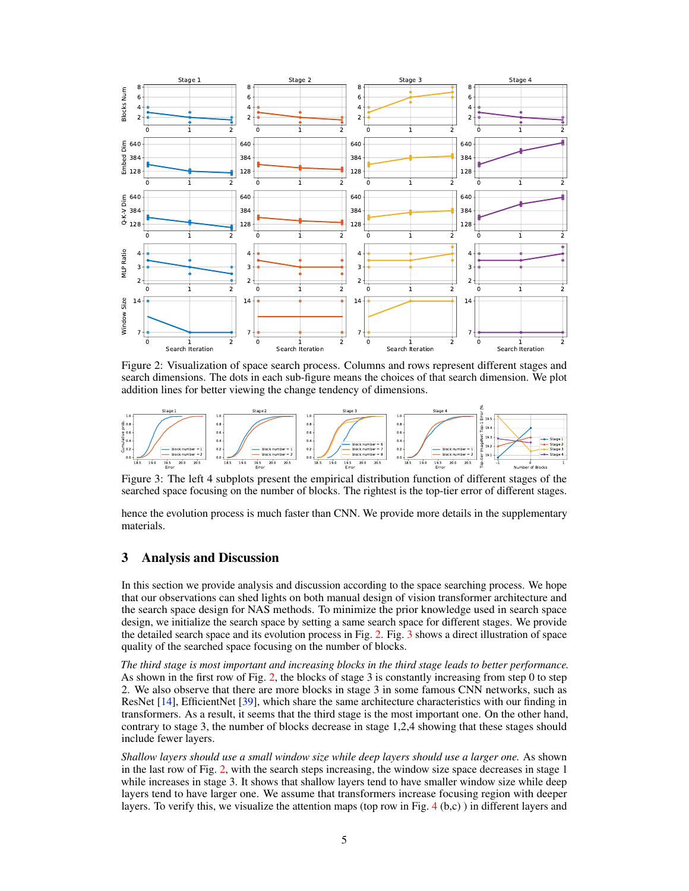Figure 2: Visualization of space search process. Columns and rows represent different stages and search dimensions. The dots in each sub-figure means the choices of that search dimension. We plot addition lines for better viewing the change tendency of dimensions.

Figure 3: The left 4 subplots present the empirical distribution function of different stages of the searched space focusing on the number of blocks. The rightest is the top-tier error of different stages.

hence the evolution process is much faster than CNN. We provide more details in the supplementary materials.

# 3 Analysis and Discussion

In this section we provide analysis and discussion according to the space searching process. We hope that our observations can shed lights on both manual design of vision transformer architecture and the search space design for NAS methods. To minimize the prior knowledge used in search space design, we initialize the search space by setting a same search space for different stages. We provide the detailed search space and its evolution process in Fig. 2. Fig. 3 shows a direct illustration of space quality of the searched space focusing on the number of blocks.

*The third stage is most important and increasing blocks in the third stage leads to better performance.* As shown in the first row of Fig. 2, the blocks of stage 3 is constantly increasing from step 0 to step 2. We also observe that there are more blocks in stage 3 in some famous CNN networks, such as ResNet [14], EfficientNet [39], which share the same architecture characteristics with our finding in transformers. As a result, it seems that the third stage is the most important one. On the other hand, contrary to stage 3, the number of blocks decrease in stage 1,2,4 showing that these stages should include fewer layers.

*Shallow layers should use a small window size while deep layers should use a larger one.* As shown in the last row of Fig. 2, with the search steps increasing, the window size space decreases in stage 1 while increases in stage 3. It shows that shallow layers tend to have smaller window size while deep layers tend to have larger one. We assume that transformers increase focusing region with deeper layers. To verify this, we visualize the attention maps (top row in Fig. 4 (b,c) ) in different layers and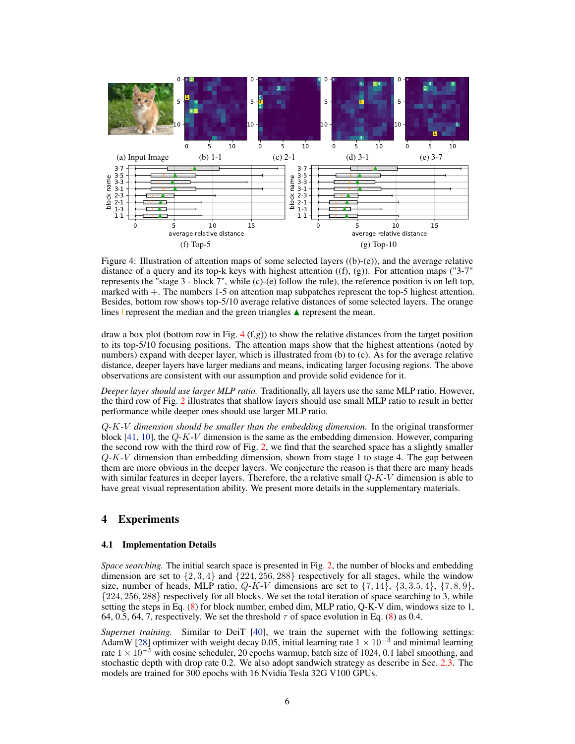Figure 4: Illustration of attention maps of some selected layers ((b)-(e)), and the average relative distance of a query and its top-k keys with highest attention ((f), (g)). For attention maps ("3-7" represents the "stage 3 - block 7", while (c)-(e) follow the rule), the reference position is on left top, marked with +. The numbers 1-5 on attention map subpatches represent the top-5 highest attention. Besides, bottom row shows top-5/10 average relative distances of some selected layers. The orange lines | represent the median and the green triangles ▲ represent the mean.

draw a box plot (bottom row in Fig. 4 (f,g)) to show the relative distances from the target position to its top-5/10 focusing positions. The attention maps show that the highest attentions (noted by numbers) expand with deeper layer, which is illustrated from (b) to (c). As for the average relative distance, deeper layers have larger medians and means, indicating larger focusing regions. The above observations are consistent with our assumption and provide solid evidence for it.

*Deeper layer should use larger MLP ratio.* Traditionally, all layers use the same MLP ratio. However, the third row of Fig. 2 illustrates that shallow layers should use small MLP ratio to result in better performance while deeper ones should use larger MLP ratio.

*$Q$-$K$-$V$ dimension should be smaller than the embedding dimension.* In the original transformer block [41, 10], the $Q$-$K$-$V$ dimension is the same as the embedding dimension. However, comparing the second row with the third row of Fig. 2, we find that the searched space has a slightly smaller $Q$-$K$-$V$ dimension than embedding dimension, shown from stage 1 to stage 4. The gap between them are more obvious in the deeper layers. We conjecture the reason is that there are many heads with similar features in deeper layers. Therefore, the a relative small $Q$-$K$-$V$ dimension is able to have great visual representation ability. We present more details in the supplementary materials.

# 4 Experiments

## 4.1 Implementation Details

*Space searching.* The initial search space is presented in Fig. 2, the number of blocks and embedding dimension are set to $\{2, 3, 4\}$ and $\{224, 256, 288\}$ respectively for all stages, while the window size, number of heads, MLP ratio, $Q$-$K$-$V$ dimensions are set to $\{7, 14\}$, $\{3, 3.5, 4\}$, $\{7, 8, 9\}$, $\{224, 256, 288\}$ respectively for all blocks. We set the total iteration of space searching to 3, while setting the steps in Eq. (8) for block number, embed dim, MLP ratio, Q-K-V dim, windows size to 1, 64, 0.5, 64, 7, respectively. We set the threshold $\tau$ of space evolution in Eq. (8) as 0.4.

*Supernet training.* Similar to DeiT [40], we train the supernet with the following settings: AdamW [28] optimizer with weight decay 0.05, initial learning rate $1 \times 10^{-3}$ and minimal learning rate $1 \times 10^{-5}$ with cosine scheduler, 20 epochs warmup, batch size of 1024, 0.1 label smoothing, and stochastic depth with drop rate 0.2. We also adopt sandwich strategy as describe in Sec. 2.3. The models are trained for 300 epochs with 16 Nvidia Tesla 32G V100 GPUs.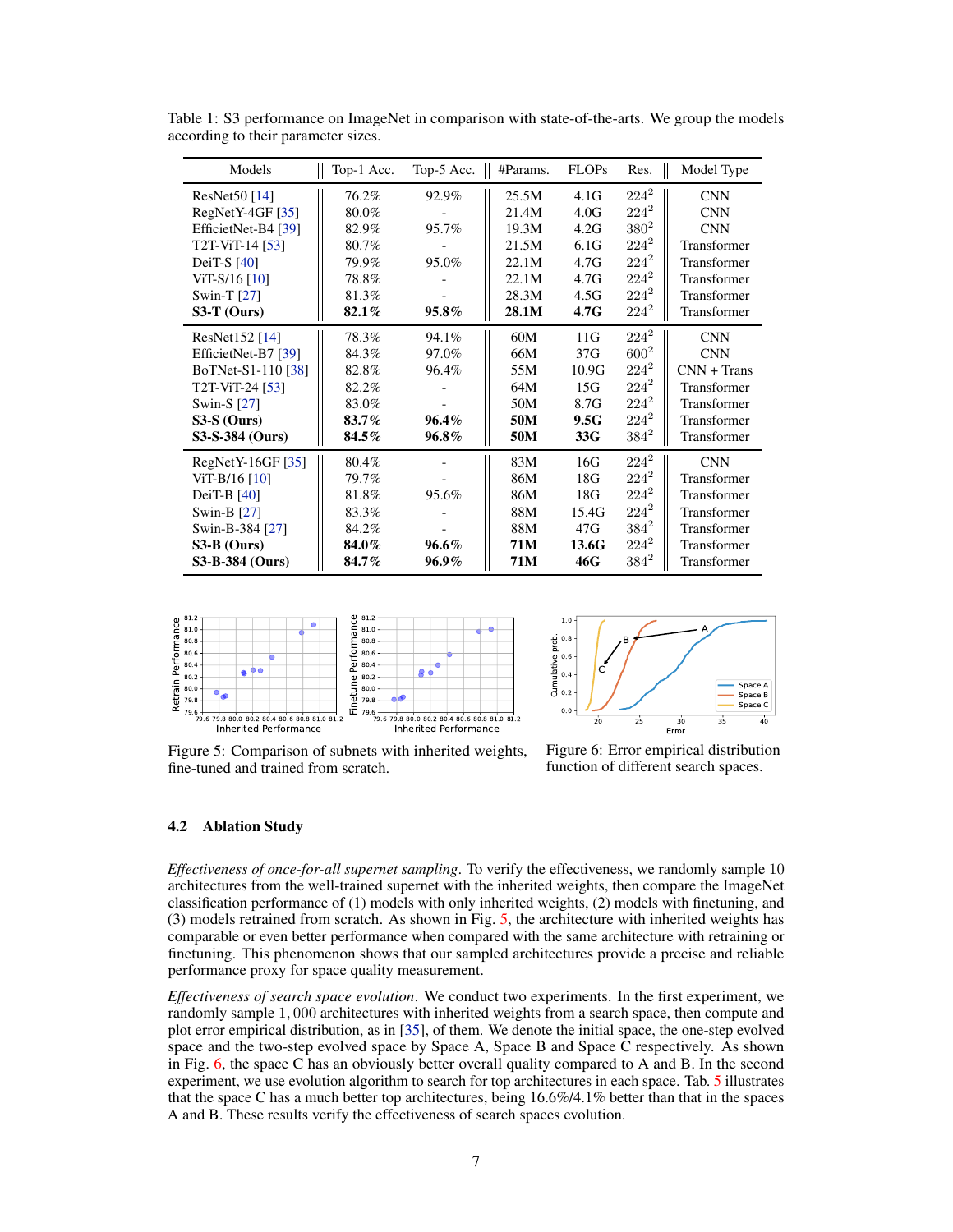Table 1: S3 performance on ImageNet in comparison with state-of-the-arts. We group the models according to their parameter sizes.

| Models | Top-1 Acc. | Top-5 Acc. | #Params. | FLOPs | Res. | Model Type |
|---|---|---|---|---|---|---|
| ResNet50 [14] | 76.2% | 92.9% | 25.5M | 4.1G | $224^2$ | CNN |
| RegNetY-4GF [35] | 80.0% | - | 21.4M | 4.0G | $224^2$ | CNN |
| EfficientNet-B4 [39] | 82.9% | 95.7% | 19.3M | 4.2G | $380^2$ | CNN |
| T2T-ViT-14 [53] | 80.7% | - | 21.5M | 6.1G | $224^2$ | Transformer |
| DeiT-S [40] | 79.9% | 95.0% | 22.1M | 4.7G | $224^2$ | Transformer |
| ViT-S/16 [10] | 78.8% | - | 22.1M | 4.7G | $224^2$ | Transformer |
| Swin-T [27] | 81.3% | - | 28.3M | 4.5G | $224^2$ | Transformer |
| **S3-T (Ours)** | **82.1%** | **95.8%** | **28.1M** | **4.7G** | $224^2$ | Transformer |
| ResNet152 [14] | 78.3% | 94.1% | 60M | 11G | $224^2$ | CNN |
| EfficientNet-B7 [39] | 84.3% | 97.0% | 66M | 37G | $600^2$ | CNN |
| BoTNet-S1-110 [38] | 82.8% | 96.4% | 55M | 10.9G | $224^2$ | CNN + Trans |
| T2T-ViT-24 [53] | 82.2% | - | 64M | 15G | $224^2$ | Transformer |
| Swin-S [27] | 83.0% | - | 50M | 8.7G | $224^2$ | Transformer |
| **S3-S (Ours)** | **83.7%** | **96.4%** | **50M** | **9.5G** | $224^2$ | Transformer |
| **S3-S-384 (Ours)** | **84.5%** | **96.8%** | **50M** | **33G** | $384^2$ | Transformer |
| RegNetY-16GF [35] | 80.4% | - | 83M | 16G | $224^2$ | CNN |
| ViT-B/16 [10] | 79.7% | - | 86M | 18G | $224^2$ | Transformer |
| DeiT-B [40] | 81.8% | 95.6% | 86M | 18G | $224^2$ | Transformer |
| Swin-B [27] | 83.3% | - | 88M | 15.4G | $224^2$ | Transformer |
| Swin-B-384 [27] | 84.2% | - | 88M | 47G | $384^2$ | Transformer |
| **S3-B (Ours)** | **84.0%** | **96.6%** | **71M** | **13.6G** | $224^2$ | Transformer |
| **S3-B-384 (Ours)** | **84.7%** | **96.9%** | **71M** | **46G** | $384^2$ | Transformer |

Figure 5: Comparison of subnets with inherited weights, fine-tuned and trained from scratch.

Figure 6: Error empirical distribution function of different search spaces.

## 4.2 Ablation Study

*Effectiveness of once-for-all supernet sampling*. To verify the effectiveness, we randomly sample 10 architectures from the well-trained supernet with the inherited weights, then compare the ImageNet classification performance of (1) models with only inherited weights, (2) models with finetuning, and (3) models retrained from scratch. As shown in Fig. 5, the architecture with inherited weights has comparable or even better performance when compared with the same architecture with retraining or finetuning. This phenomenon shows that our sampled architectures provide a precise and reliable performance proxy for space quality measurement.

*Effectiveness of search space evolution*. We conduct two experiments. In the first experiment, we randomly sample 1,000 architectures with inherited weights from a search space, then compute and plot error empirical distribution, as in [35], of them. We denote the initial space, the one-step evolved space and the two-step evolved space by Space A, Space B and Space C respectively. As shown in Fig. 6, the space C has an obviously better overall quality compared to A and B. In the second experiment, we use evolution algorithm to search for top architectures in each space. Tab. 5 illustrates that the space C has a much better top architectures, being 16.6%/4.1% better than that in the spaces A and B. These results verify the effectiveness of search spaces evolution.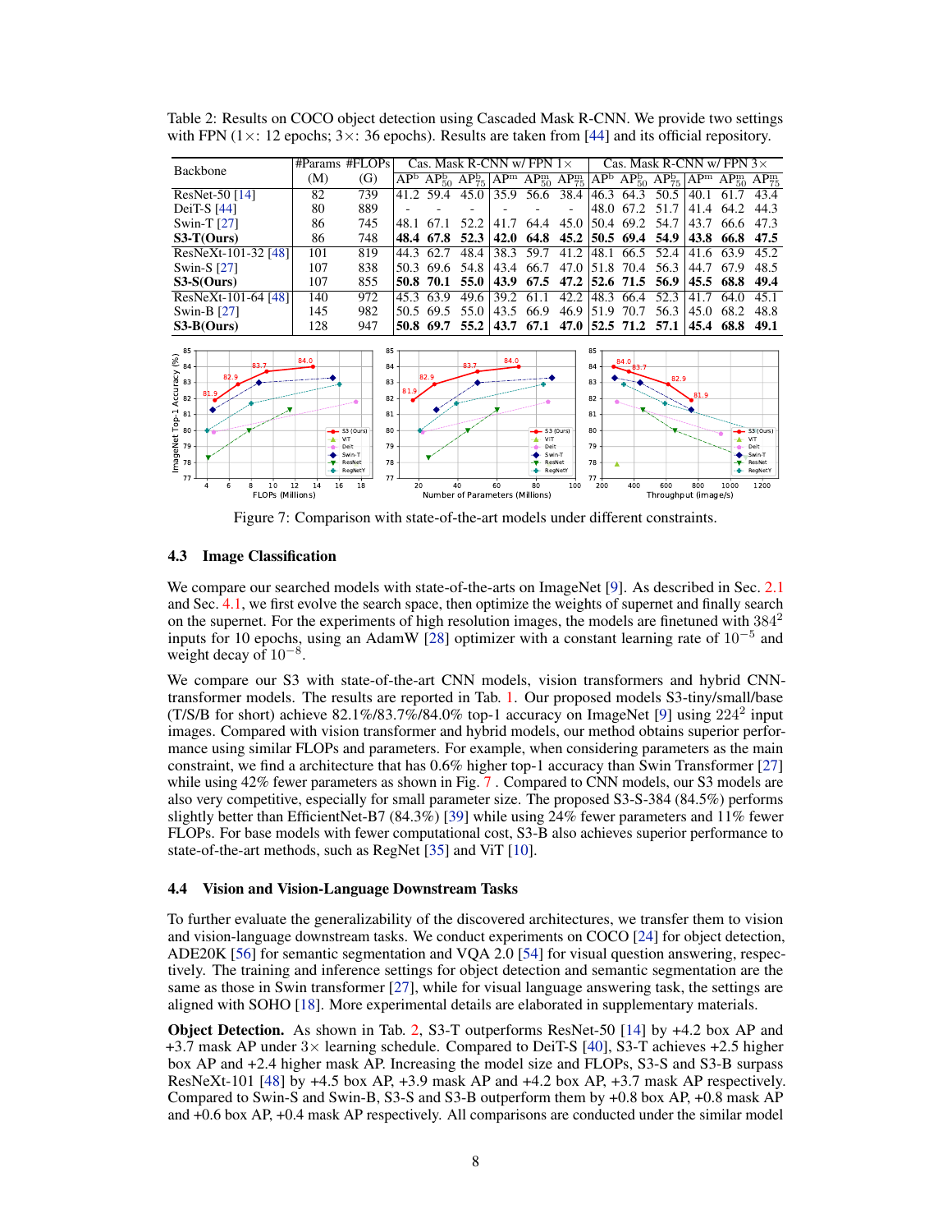Table 2: Results on COCO object detection using Cascaded Mask R-CNN. We provide two settings with FPN (1×: 12 epochs; 3×: 36 epochs). Results are taken from [44] and its official repository.

| Backbone | #Params (M) | #FLOPs (G) | Cas. Mask R-CNN w/ FPN 1× | | | | | | Cas. Mask R-CNN w/ FPN 3× | | | | | |
|---|---|---|---|---|---|---|---|---|---|---|---|---|---|---|
| | | | $AP^b$ | $AP^b_{50}$ | $AP^b_{75}$ | $AP^m$ | $AP^m_{50}$ | $AP^m_{75}$ | $AP^b$ | $AP^b_{50}$ | $AP^b_{75}$ | $AP^m$ | $AP^m_{50}$ | $AP^m_{75}$ |
| ResNet-50 [14] | 82 | 739 | 41.2 | 59.4 | 45.0 | 35.9 | 56.6 | 38.4 | 46.3 | 64.3 | 50.5 | 40.1 | 61.7 | 43.4 |
| DeiT-S [44] | 80 | 889 | - | - | - | - | - | - | 48.0 | 67.2 | 51.7 | 41.4 | 64.2 | 44.3 |
| Swin-T [27] | 86 | 745 | 48.1 | 67.1 | 52.2 | 41.7 | 64.4 | 45.0 | 50.4 | 69.2 | 54.7 | 43.7 | 66.6 | 47.3 |
| **S3-T(Ours)** | 86 | 748 | **48.4** | **67.8** | **52.3** | **42.0** | **64.8** | **45.2** | **50.5** | **69.4** | **54.9** | **43.8** | **66.8** | **47.5** |
| ResNeXt-101-32 [48] | 101 | 819 | 44.3 | 62.7 | 48.4 | 38.3 | 59.7 | 41.2 | 48.1 | 66.5 | 52.4 | 41.6 | 63.9 | 45.2 |
| Swin-S [27] | 107 | 838 | 50.3 | 69.6 | 54.8 | 43.4 | 66.7 | 47.0 | 51.8 | 70.4 | 56.3 | 44.7 | 67.9 | 48.5 |
| **S3-S(Ours)** | 107 | 855 | **50.8** | **70.1** | **55.0** | **43.9** | **67.5** | **47.2** | **52.6** | **71.5** | **56.9** | **45.5** | **68.8** | **49.4** |
| ResNeXt-101-64 [48] | 140 | 972 | 45.3 | 63.9 | 49.6 | 39.2 | 61.1 | 42.2 | 48.3 | 66.4 | 52.3 | 41.7 | 64.0 | 45.1 |
| Swin-B [27] | 145 | 982 | 50.5 | 69.5 | 55.0 | 43.5 | 66.9 | 46.9 | 51.9 | 70.7 | 56.3 | 45.0 | 68.2 | 48.8 |
| **S3-B(Ours)** | 128 | 947 | **50.8** | **69.7** | **55.2** | **43.7** | **67.1** | **47.0** | **52.5** | **71.2** | **57.1** | **45.4** | **68.8** | **49.1** |

Figure 7: Comparison with state-of-the-art models under different constraints.

### 4.3 Image Classification

We compare our searched models with state-of-the-arts on ImageNet [9]. As described in Sec. 2.1 and Sec. 4.1, we first evolve the search space, then optimize the weights of supernet and finally search on the supernet. For the experiments of high resolution images, the models are finetuned with $384^2$ inputs for 10 epochs, using an AdamW [28] optimizer with a constant learning rate of $10^{-5}$ and weight decay of $10^{-8}$.

We compare our S3 with state-of-the-art CNN models, vision transformers and hybrid CNN-transformer models. The results are reported in Tab. 1. Our proposed models S3-tiny/small/base (T/S/B for short) achieve 82.1%/83.7%/84.0% top-1 accuracy on ImageNet [9] using $224^2$ input images. Compared with vision transformer and hybrid models, our method obtains superior performance using similar FLOPs and parameters. For example, when considering parameters as the main constraint, we find a architecture that has 0.6% higher top-1 accuracy than Swin Transformer [27] while using 42% fewer parameters as shown in Fig. 7 . Compared to CNN models, our S3 models are also very competitive, especially for small parameter size. The proposed S3-S-384 (84.5%) performs slightly better than EfficientNet-B7 (84.3%) [39] while using 24% fewer parameters and 11% fewer FLOPs. For base models with fewer computational cost, S3-B also achieves superior performance to state-of-the-art methods, such as RegNet [35] and ViT [10].

### 4.4 Vision and Vision-Language Downstream Tasks

To further evaluate the generalizability of the discovered architectures, we transfer them to vision and vision-language downstream tasks. We conduct experiments on COCO [24] for object detection, ADE20K [56] for semantic segmentation and VQA 2.0 [54] for visual question answering, respectively. The training and inference settings for object detection and semantic segmentation are the same as those in Swin transformer [27], while for visual language answering task, the settings are aligned with SOHO [18]. More experimental details are elaborated in supplementary materials.

**Object Detection.** As shown in Tab. 2, S3-T outperforms ResNet-50 [14] by +4.2 box AP and +3.7 mask AP under 3× learning schedule. Compared to DeiT-S [40], S3-T achieves +2.5 higher box AP and +2.4 higher mask AP. Increasing the model size and FLOPs, S3-S and S3-B surpass ResNeXt-101 [48] by +4.5 box AP, +3.9 mask AP and +4.2 box AP, +3.7 mask AP respectively. Compared to Swin-S and Swin-B, S3-S and S3-B outperform them by +0.8 box AP, +0.8 mask AP and +0.6 box AP, +0.4 mask AP respectively. All comparisons are conducted under the similar model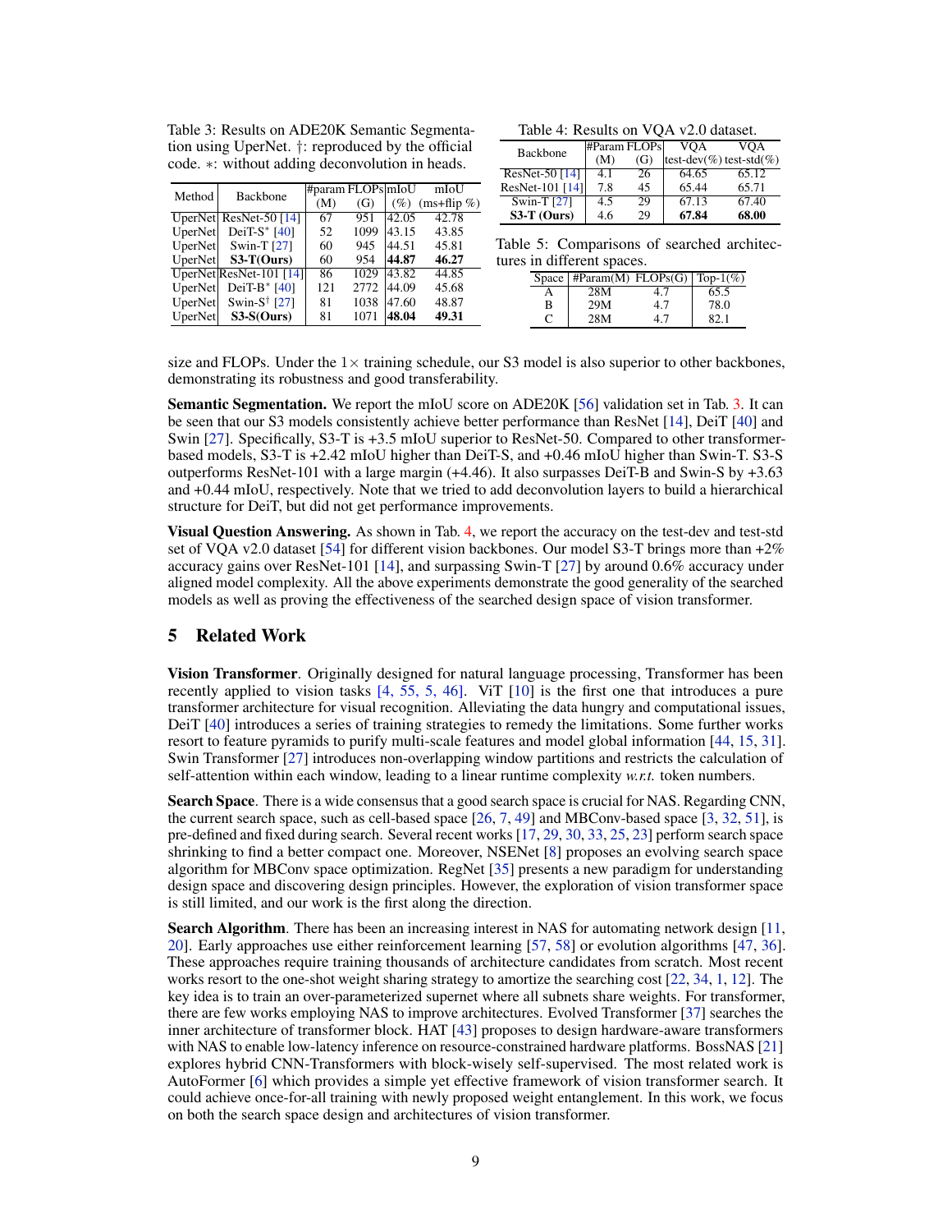Table 3: Results on ADE20K Semantic Segmentation using UperNet. †: reproduced by the official code. ∗: without adding deconvolution in heads.

| Method | Backbone | #param (M) | FLOPs (G) | mIoU (%) | mIoU (ms+flip %) |
|---|---|---|---|---|---|
| UperNet | ResNet-50 [14] | 67 | 951 | 42.05 | 42.78 |
| UperNet | DeiT-S* [40] | 52 | 1099 | 43.15 | 43.85 |
| UperNet | Swin-T [27] | 60 | 945 | 44.51 | 45.81 |
| UperNet | **S3-T(Ours)** | 60 | 954 | **44.87** | **46.27** |
| UperNet | ResNet-101 [14] | 86 | 1029 | 43.82 | 44.85 |
| UperNet | DeiT-B* [40] | 121 | 2772 | 44.09 | 45.68 |
| UperNet | Swin-S† [27] | 81 | 1038 | 47.60 | 48.87 |
| UperNet | **S3-S(Ours)** | 81 | 1071 | **48.04** | **49.31** |

Table 4: Results on VQA v2.0 dataset.

| Backbone | #Param (M) | FLOPs (G) | VQA test-dev(%) | VQA test-std(%) |
|---|---|---|---|---|
| ResNet-50 [14] | 4.1 | 26 | 64.65 | 65.12 |
| ResNet-101 [14] | 7.8 | 45 | 65.44 | 65.71 |
| Swin-T [27] | 4.5 | 29 | 67.13 | 67.40 |
| **S3-T (Ours)** | 4.6 | 29 | **67.84** | **68.00** |

Table 5: Comparisons of searched architectures in different spaces.

| Space | #Param(M) | FLOPs(G) | Top-1(%) |
|---|---|---|---|
| A | 28M | 4.7 | 65.5 |
| B | 29M | 4.7 | 78.0 |
| C | 28M | 4.7 | 82.1 |

size and FLOPs. Under the 1× training schedule, our S3 model is also superior to other backbones, demonstrating its robustness and good transferability.

**Semantic Segmentation.** We report the mIoU score on ADE20K [56] validation set in Tab. 3. It can be seen that our S3 models consistently achieve better performance than ResNet [14], DeiT [40] and Swin [27]. Specifically, S3-T is +3.5 mIoU superior to ResNet-50. Compared to other transformer-based models, S3-T is +2.42 mIoU higher than DeiT-S, and +0.46 mIoU higher than Swin-T. S3-S outperforms ResNet-101 with a large margin (+4.46). It also surpasses DeiT-B and Swin-S by +3.63 and +0.44 mIoU, respectively. Note that we tried to add deconvolution layers to build a hierarchical structure for DeiT, but did not get performance improvements.

**Visual Question Answering.** As shown in Tab. 4, we report the accuracy on the test-dev and test-std set of VQA v2.0 dataset [54] for different vision backbones. Our model S3-T brings more than +2% accuracy gains over ResNet-101 [14], and surpassing Swin-T [27] by around 0.6% accuracy under aligned model complexity. All the above experiments demonstrate the good generality of the searched models as well as proving the effectiveness of the searched design space of vision transformer.

## 5 Related Work

**Vision Transformer**. Originally designed for natural language processing, Transformer has been recently applied to vision tasks [4, 55, 5, 46]. ViT [10] is the first one that introduces a pure transformer architecture for visual recognition. Alleviating the data hungry and computational issues, DeiT [40] introduces a series of training strategies to remedy the limitations. Some further works resort to feature pyramids to purify multi-scale features and model global information [44, 15, 31]. Swin Transformer [27] introduces non-overlapping window partitions and restricts the calculation of self-attention within each window, leading to a linear runtime complexity *w.r.t.* token numbers.

**Search Space**. There is a wide consensus that a good search space is crucial for NAS. Regarding CNN, the current search space, such as cell-based space [26, 7, 49] and MBConv-based space [3, 32, 51], is pre-defined and fixed during search. Several recent works [17, 29, 30, 33, 25, 23] perform search space shrinking to find a better compact one. Moreover, NSENet [8] proposes an evolving search space algorithm for MBConv space optimization. RegNet [35] presents a new paradigm for understanding design space and discovering design principles. However, the exploration of vision transformer space is still limited, and our work is the first along the direction.

**Search Algorithm**. There has been an increasing interest in NAS for automating network design [11, 20]. Early approaches use either reinforcement learning [57, 58] or evolution algorithms [47, 36]. These approaches require training thousands of architecture candidates from scratch. Most recent works resort to the one-shot weight sharing strategy to amortize the searching cost [22, 34, 1, 12]. The key idea is to train an over-parameterized supernet where all subnets share weights. For transformer, there are few works employing NAS to improve architectures. Evolved Transformer [37] searches the inner architecture of transformer block. HAT [43] proposes to design hardware-aware transformers with NAS to enable low-latency inference on resource-constrained hardware platforms. BossNAS [21] explores hybrid CNN-Transformers with block-wisely self-supervised. The most related work is AutoFormer [6] which provides a simple yet effective framework of vision transformer search. It could achieve once-for-all training with newly proposed weight entanglement. In this work, we focus on both the search space design and architectures of vision transformer.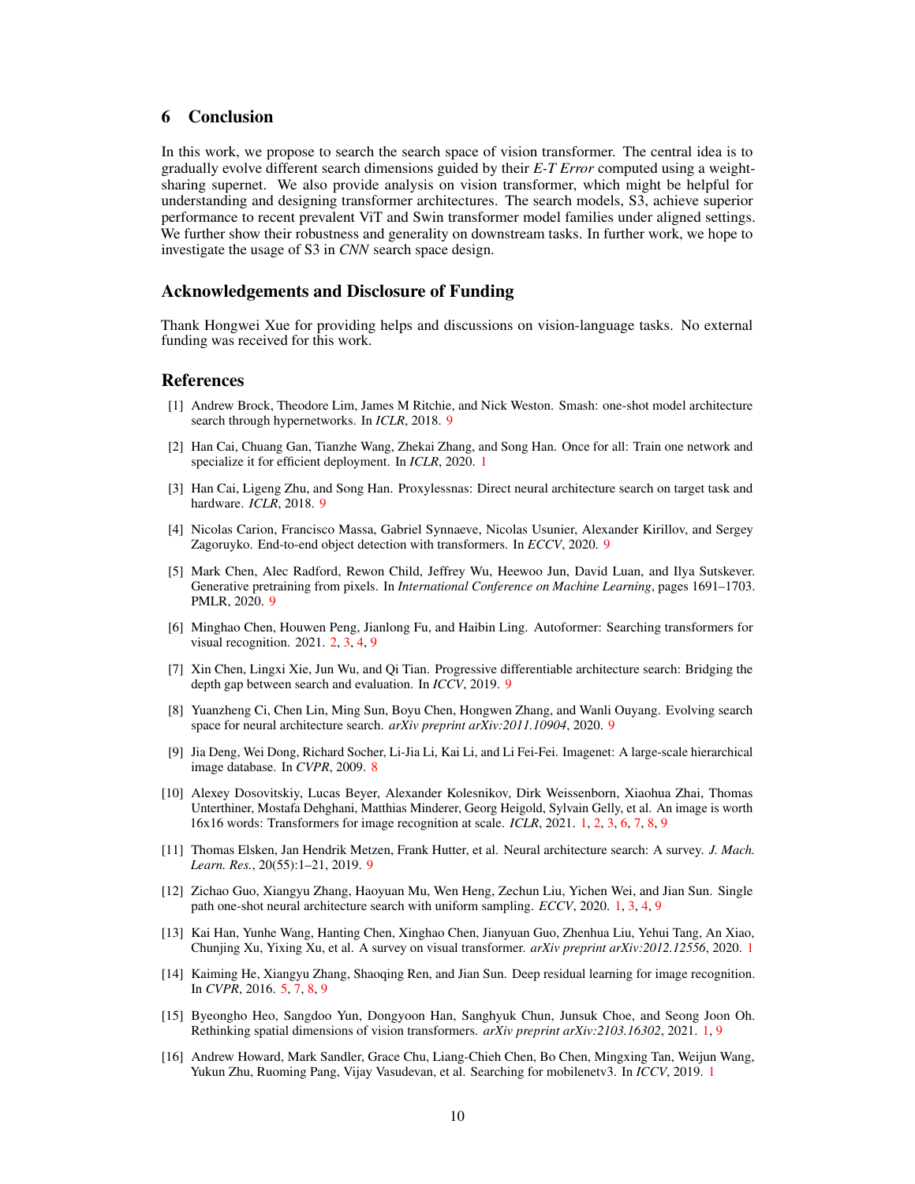## 6 Conclusion

In this work, we propose to search the search space of vision transformer. The central idea is to gradually evolve different search dimensions guided by their *E-T Error* computed using a weight-sharing supernet. We also provide analysis on vision transformer, which might be helpful for understanding and designing transformer architectures. The search models, S3, achieve superior performance to recent prevalent ViT and Swin transformer model families under aligned settings. We further show their robustness and generality on downstream tasks. In further work, we hope to investigate the usage of S3 in *CNN* search space design.

## Acknowledgements and Disclosure of Funding

Thank Hongwei Xue for providing helps and discussions on vision-language tasks. No external funding was received for this work.

## References

[1] Andrew Brock, Theodore Lim, James M Ritchie, and Nick Weston. Smash: one-shot model architecture search through hypernetworks. In *ICLR*, 2018. 9

[2] Han Cai, Chuang Gan, Tianzhe Wang, Zhekai Zhang, and Song Han. Once for all: Train one network and specialize it for efficient deployment. In *ICLR*, 2020. 1

[3] Han Cai, Ligeng Zhu, and Song Han. Proxylessnas: Direct neural architecture search on target task and hardware. *ICLR*, 2018. 9

[4] Nicolas Carion, Francisco Massa, Gabriel Synnaeve, Nicolas Usunier, Alexander Kirillov, and Sergey Zagoruyko. End-to-end object detection with transformers. In *ECCV*, 2020. 9

[5] Mark Chen, Alec Radford, Rewon Child, Jeffrey Wu, Heewoo Jun, David Luan, and Ilya Sutskever. Generative pretraining from pixels. In *International Conference on Machine Learning*, pages 1691–1703. PMLR, 2020. 9

[6] Minghao Chen, Houwen Peng, Jianlong Fu, and Haibin Ling. Autoformer: Searching transformers for visual recognition. 2021. 2, 3, 4, 9

[7] Xin Chen, Lingxi Xie, Jun Wu, and Qi Tian. Progressive differentiable architecture search: Bridging the depth gap between search and evaluation. In *ICCV*, 2019. 9

[8] Yuanzheng Ci, Chen Lin, Ming Sun, Boyu Chen, Hongwen Zhang, and Wanli Ouyang. Evolving search space for neural architecture search. *arXiv preprint arXiv:2011.10904*, 2020. 9

[9] Jia Deng, Wei Dong, Richard Socher, Li-Jia Li, Kai Li, and Li Fei-Fei. Imagenet: A large-scale hierarchical image database. In *CVPR*, 2009. 8

[10] Alexey Dosovitskiy, Lucas Beyer, Alexander Kolesnikov, Dirk Weissenborn, Xiaohua Zhai, Thomas Unterthiner, Mostafa Dehghani, Matthias Minderer, Georg Heigold, Sylvain Gelly, et al. An image is worth 16x16 words: Transformers for image recognition at scale. *ICLR*, 2021. 1, 2, 3, 6, 7, 8, 9

[11] Thomas Elsken, Jan Hendrik Metzen, Frank Hutter, et al. Neural architecture search: A survey. *J. Mach. Learn. Res.*, 20(55):1–21, 2019. 9

[12] Zichao Guo, Xiangyu Zhang, Haoyuan Mu, Wen Heng, Zechun Liu, Yichen Wei, and Jian Sun. Single path one-shot neural architecture search with uniform sampling. *ECCV*, 2020. 1, 3, 4, 9

[13] Kai Han, Yunhe Wang, Hanting Chen, Xinghao Chen, Jianyuan Guo, Zhenhua Liu, Yehui Tang, An Xiao, Chunjing Xu, Yixing Xu, et al. A survey on visual transformer. *arXiv preprint arXiv:2012.12556*, 2020. 1

[14] Kaiming He, Xiangyu Zhang, Shaoqing Ren, and Jian Sun. Deep residual learning for image recognition. In *CVPR*, 2016. 5, 7, 8, 9

[15] Byeongho Heo, Sangdoo Yun, Dongyoon Han, Sanghyuk Chun, Junsuk Choe, and Seong Joon Oh. Rethinking spatial dimensions of vision transformers. *arXiv preprint arXiv:2103.16302*, 2021. 1, 9

[16] Andrew Howard, Mark Sandler, Grace Chu, Liang-Chieh Chen, Bo Chen, Mingxing Tan, Weijun Wang, Yukun Zhu, Ruoming Pang, Vijay Vasudevan, et al. Searching for mobilenetv3. In *ICCV*, 2019. 1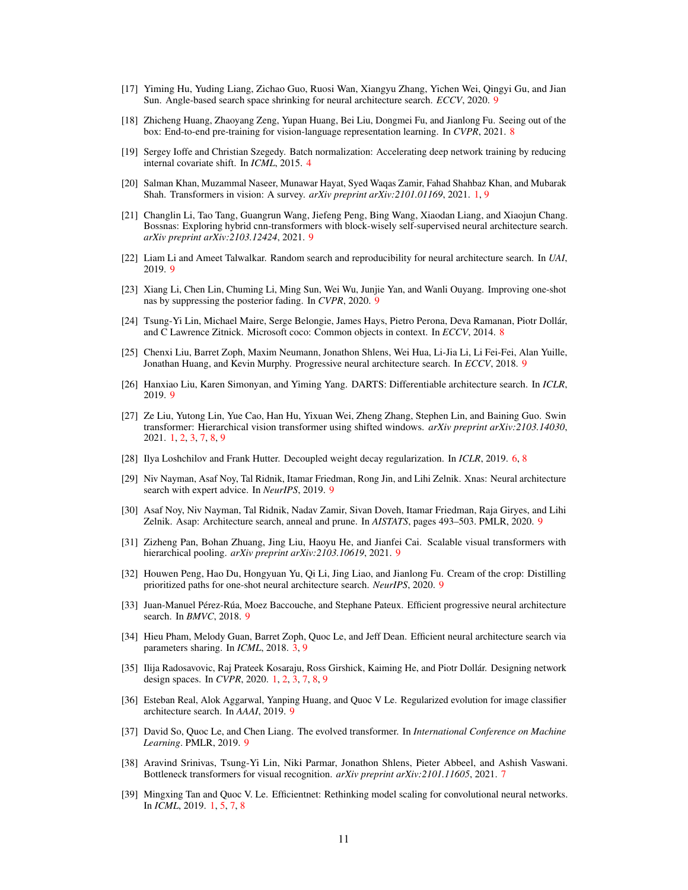[17] Yiming Hu, Yuding Liang, Zichao Guo, Ruosi Wan, Xiangyu Zhang, Yichen Wei, Qingyi Gu, and Jian Sun. Angle-based search space shrinking for neural architecture search. *ECCV*, 2020. 9

[18] Zhicheng Huang, Zhaoyang Zeng, Yupan Huang, Bei Liu, Dongmei Fu, and Jianlong Fu. Seeing out of the box: End-to-end pre-training for vision-language representation learning. In *CVPR*, 2021. 8

[19] Sergey Ioffe and Christian Szegedy. Batch normalization: Accelerating deep network training by reducing internal covariate shift. In *ICML*, 2015. 4

[20] Salman Khan, Muzammal Naseer, Munawar Hayat, Syed Waqas Zamir, Fahad Shahbaz Khan, and Mubarak Shah. Transformers in vision: A survey. *arXiv preprint arXiv:2101.01169*, 2021. 1, 9

[21] Changlin Li, Tao Tang, Guangrun Wang, Jiefeng Peng, Bing Wang, Xiaodan Liang, and Xiaojun Chang. Bossnas: Exploring hybrid cnn-transformers with block-wisely self-supervised neural architecture search. *arXiv preprint arXiv:2103.12424*, 2021. 9

[22] Liam Li and Ameet Talwalkar. Random search and reproducibility for neural architecture search. In *UAI*, 2019. 9

[23] Xiang Li, Chen Lin, Chuming Li, Ming Sun, Wei Wu, Junjie Yan, and Wanli Ouyang. Improving one-shot nas by suppressing the posterior fading. In *CVPR*, 2020. 9

[24] Tsung-Yi Lin, Michael Maire, Serge Belongie, James Hays, Pietro Perona, Deva Ramanan, Piotr Dollár, and C Lawrence Zitnick. Microsoft coco: Common objects in context. In *ECCV*, 2014. 8

[25] Chenxi Liu, Barret Zoph, Maxim Neumann, Jonathon Shlens, Wei Hua, Li-Jia Li, Li Fei-Fei, Alan Yuille, Jonathan Huang, and Kevin Murphy. Progressive neural architecture search. In *ECCV*, 2018. 9

[26] Hanxiao Liu, Karen Simonyan, and Yiming Yang. DARTS: Differentiable architecture search. In *ICLR*, 2019. 9

[27] Ze Liu, Yutong Lin, Yue Cao, Han Hu, Yixuan Wei, Zheng Zhang, Stephen Lin, and Baining Guo. Swin transformer: Hierarchical vision transformer using shifted windows. *arXiv preprint arXiv:2103.14030*, 2021. 1, 2, 3, 7, 8, 9

[28] Ilya Loshchilov and Frank Hutter. Decoupled weight decay regularization. In *ICLR*, 2019. 6, 8

[29] Niv Nayman, Asaf Noy, Tal Ridnik, Itamar Friedman, Rong Jin, and Lihi Zelnik. Xnas: Neural architecture search with expert advice. In *NeurIPS*, 2019. 9

[30] Asaf Noy, Niv Nayman, Tal Ridnik, Nadav Zamir, Sivan Doveh, Itamar Friedman, Raja Giryes, and Lihi Zelnik. Asap: Architecture search, anneal and prune. In *AISTATS*, pages 493–503. PMLR, 2020. 9

[31] Zizheng Pan, Bohan Zhuang, Jing Liu, Haoyu He, and Jianfei Cai. Scalable visual transformers with hierarchical pooling. *arXiv preprint arXiv:2103.10619*, 2021. 9

[32] Houwen Peng, Hao Du, Hongyuan Yu, Qi Li, Jing Liao, and Jianlong Fu. Cream of the crop: Distilling prioritized paths for one-shot neural architecture search. *NeurIPS*, 2020. 9

[33] Juan-Manuel Pérez-Rúa, Moez Baccouche, and Stephane Pateux. Efficient progressive neural architecture search. In *BMVC*, 2018. 9

[34] Hieu Pham, Melody Guan, Barret Zoph, Quoc Le, and Jeff Dean. Efficient neural architecture search via parameters sharing. In *ICML*, 2018. 3, 9

[35] Ilija Radosavovic, Raj Prateek Kosaraju, Ross Girshick, Kaiming He, and Piotr Dollár. Designing network design spaces. In *CVPR*, 2020. 1, 2, 3, 7, 8, 9

[36] Esteban Real, Alok Aggarwal, Yanping Huang, and Quoc V Le. Regularized evolution for image classifier architecture search. In *AAAI*, 2019. 9

[37] David So, Quoc Le, and Chen Liang. The evolved transformer. In *International Conference on Machine Learning*. PMLR, 2019. 9

[38] Aravind Srinivas, Tsung-Yi Lin, Niki Parmar, Jonathon Shlens, Pieter Abbeel, and Ashish Vaswani. Bottleneck transformers for visual recognition. *arXiv preprint arXiv:2101.11605*, 2021. 7

[39] Mingxing Tan and Quoc V. Le. Efficientnet: Rethinking model scaling for convolutional neural networks. In *ICML*, 2019. 1, 5, 7, 8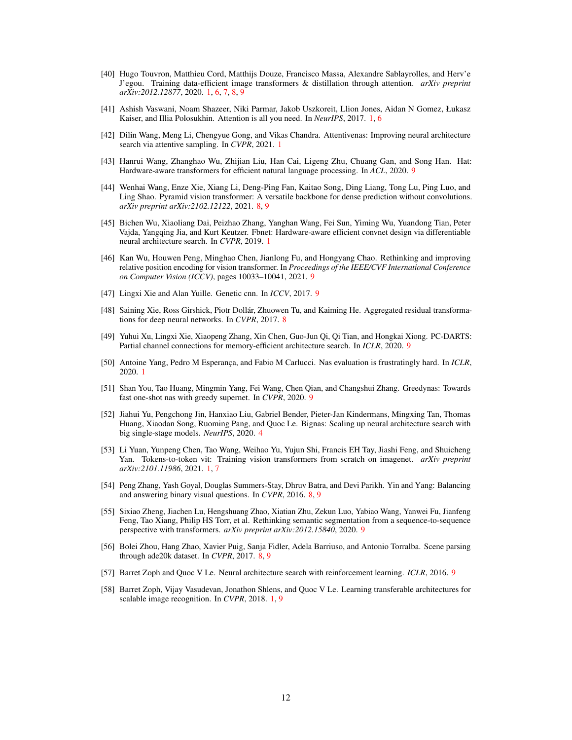[40] Hugo Touvron, Matthieu Cord, Matthijs Douze, Francisco Massa, Alexandre Sablayrolles, and Herv'e J'egou. Training data-efficient image transformers & distillation through attention. *arXiv preprint arXiv:2012.12877*, 2020. 1, 6, 7, 8, 9

[41] Ashish Vaswani, Noam Shazeer, Niki Parmar, Jakob Uszkoreit, Llion Jones, Aidan N Gomez, Łukasz Kaiser, and Illia Polosukhin. Attention is all you need. In *NeurIPS*, 2017. 1, 6

[42] Dilin Wang, Meng Li, Chengyue Gong, and Vikas Chandra. Attentivenas: Improving neural architecture search via attentive sampling. In *CVPR*, 2021. 1

[43] Hanrui Wang, Zhanghao Wu, Zhijian Liu, Han Cai, Ligeng Zhu, Chuang Gan, and Song Han. Hat: Hardware-aware transformers for efficient natural language processing. In *ACL*, 2020. 9

[44] Wenhai Wang, Enze Xie, Xiang Li, Deng-Ping Fan, Kaitao Song, Ding Liang, Tong Lu, Ping Luo, and Ling Shao. Pyramid vision transformer: A versatile backbone for dense prediction without convolutions. *arXiv preprint arXiv:2102.12122*, 2021. 8, 9

[45] Bichen Wu, Xiaoliang Dai, Peizhao Zhang, Yanghan Wang, Fei Sun, Yiming Wu, Yuandong Tian, Peter Vajda, Yangqing Jia, and Kurt Keutzer. Fbnet: Hardware-aware efficient convnet design via differentiable neural architecture search. In *CVPR*, 2019. 1

[46] Kan Wu, Houwen Peng, Minghao Chen, Jianlong Fu, and Hongyang Chao. Rethinking and improving relative position encoding for vision transformer. In *Proceedings of the IEEE/CVF International Conference on Computer Vision (ICCV)*, pages 10033–10041, 2021. 9

[47] Lingxi Xie and Alan Yuille. Genetic cnn. In *ICCV*, 2017. 9

[48] Saining Xie, Ross Girshick, Piotr Dollár, Zhuowen Tu, and Kaiming He. Aggregated residual transformations for deep neural networks. In *CVPR*, 2017. 8

[49] Yuhui Xu, Lingxi Xie, Xiaopeng Zhang, Xin Chen, Guo-Jun Qi, Qi Tian, and Hongkai Xiong. PC-DARTS: Partial channel connections for memory-efficient architecture search. In *ICLR*, 2020. 9

[50] Antoine Yang, Pedro M Esperança, and Fabio M Carlucci. Nas evaluation is frustratingly hard. In *ICLR*, 2020. 1

[51] Shan You, Tao Huang, Mingmin Yang, Fei Wang, Chen Qian, and Changshui Zhang. Greedynas: Towards fast one-shot nas with greedy supernet. In *CVPR*, 2020. 9

[52] Jiahui Yu, Pengchong Jin, Hanxiao Liu, Gabriel Bender, Pieter-Jan Kindermans, Mingxing Tan, Thomas Huang, Xiaodan Song, Ruoming Pang, and Quoc Le. Bignas: Scaling up neural architecture search with big single-stage models. *NeurIPS*, 2020. 4

[53] Li Yuan, Yunpeng Chen, Tao Wang, Weihao Yu, Yujun Shi, Francis EH Tay, Jiashi Feng, and Shuicheng Yan. Tokens-to-token vit: Training vision transformers from scratch on imagenet. *arXiv preprint arXiv:2101.11986*, 2021. 1, 7

[54] Peng Zhang, Yash Goyal, Douglas Summers-Stay, Dhruv Batra, and Devi Parikh. Yin and Yang: Balancing and answering binary visual questions. In *CVPR*, 2016. 8, 9

[55] Sixiao Zheng, Jiachen Lu, Hengshuang Zhao, Xiatian Zhu, Zekun Luo, Yabiao Wang, Yanwei Fu, Jianfeng Feng, Tao Xiang, Philip HS Torr, et al. Rethinking semantic segmentation from a sequence-to-sequence perspective with transformers. *arXiv preprint arXiv:2012.15840*, 2020. 9

[56] Bolei Zhou, Hang Zhao, Xavier Puig, Sanja Fidler, Adela Barriuso, and Antonio Torralba. Scene parsing through ade20k dataset. In *CVPR*, 2017. 8, 9

[57] Barret Zoph and Quoc V Le. Neural architecture search with reinforcement learning. *ICLR*, 2016. 9

[58] Barret Zoph, Vijay Vasudevan, Jonathon Shlens, and Quoc V Le. Learning transferable architectures for scalable image recognition. In *CVPR*, 2018. 1, 9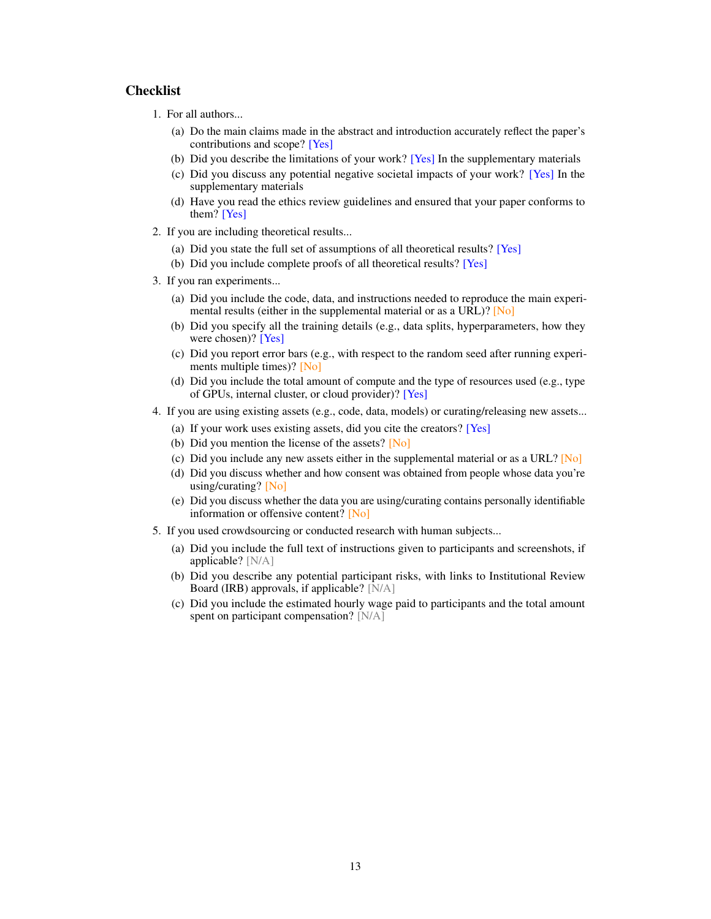## Checklist

1. For all authors...
   (a) Do the main claims made in the abstract and introduction accurately reflect the paper's contributions and scope? [Yes]
   (b) Did you describe the limitations of your work? [Yes] In the supplementary materials
   (c) Did you discuss any potential negative societal impacts of your work? [Yes] In the supplementary materials
   (d) Have you read the ethics review guidelines and ensured that your paper conforms to them? [Yes]
2. If you are including theoretical results...
   (a) Did you state the full set of assumptions of all theoretical results? [Yes]
   (b) Did you include complete proofs of all theoretical results? [Yes]
3. If you ran experiments...
   (a) Did you include the code, data, and instructions needed to reproduce the main experimental results (either in the supplemental material or as a URL)? [No]
   (b) Did you specify all the training details (e.g., data splits, hyperparameters, how they were chosen)? [Yes]
   (c) Did you report error bars (e.g., with respect to the random seed after running experiments multiple times)? [No]
   (d) Did you include the total amount of compute and the type of resources used (e.g., type of GPUs, internal cluster, or cloud provider)? [Yes]
4. If you are using existing assets (e.g., code, data, models) or curating/releasing new assets...
   (a) If your work uses existing assets, did you cite the creators? [Yes]
   (b) Did you mention the license of the assets? [No]
   (c) Did you include any new assets either in the supplemental material or as a URL? [No]
   (d) Did you discuss whether and how consent was obtained from people whose data you're using/curating? [No]
   (e) Did you discuss whether the data you are using/curating contains personally identifiable information or offensive content? [No]
5. If you used crowdsourcing or conducted research with human subjects...
   (a) Did you include the full text of instructions given to participants and screenshots, if applicable? [N/A]
   (b) Did you describe any potential participant risks, with links to Institutional Review Board (IRB) approvals, if applicable? [N/A]
   (c) Did you include the estimated hourly wage paid to participants and the total amount spent on participant compensation? [N/A]